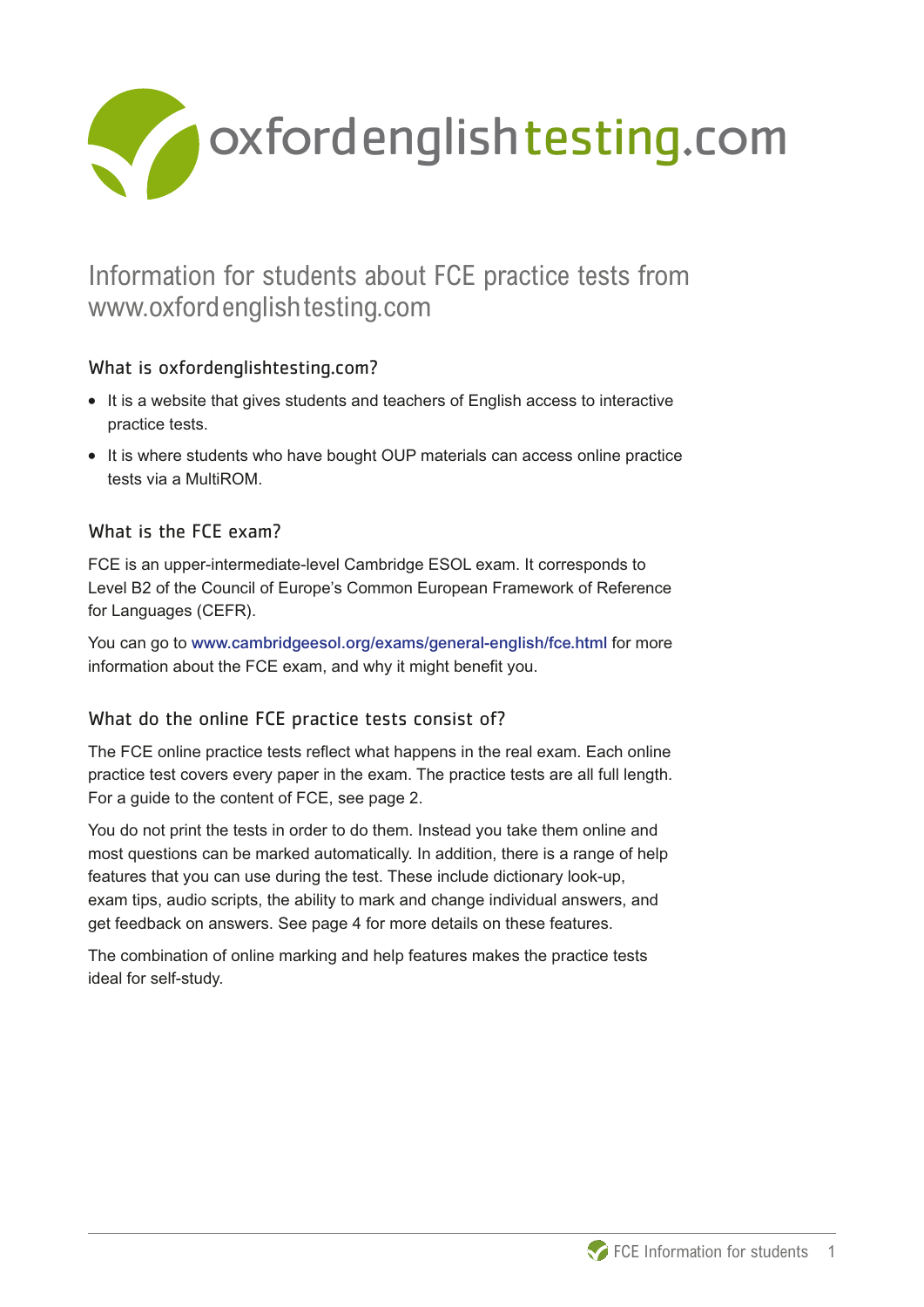# oxfordenglishtesting.com

## Information for students about FCE practice tests from www.oxfordenglishtesting.com

### What is oxfordenglishtesting.com?

- It is a website that gives students and teachers of English access to interactive practice tests.
- It is where students who have bought OUP materials can access online practice tests via a MultiROM.

### What is the FCE exam?

FCE is an upper-intermediate-level Cambridge ESOL exam. It corresponds to Level B2 of the Council of Europe's Common European Framework of Reference for Languages (CEFR).

You can go to www.cambridgeesol.org/exams/general-english/fce.html for more information about the FCE exam, and why it might benefit you.

### What do the online FCE practice tests consist of?

The FCE online practice tests reflect what happens in the real exam. Each online practice test covers every paper in the exam. The practice tests are all full length. For a guide to the content of FCE, see page 2.

You do not print the tests in order to do them. Instead you take them online and most questions can be marked automatically. In addition, there is a range of help features that you can use during the test. These include dictionary look-up, exam tips, audio scripts, the ability to mark and change individual answers, and get feedback on answers. See page 4 for more details on these features.

The combination of online marking and help features makes the practice tests ideal for self-study.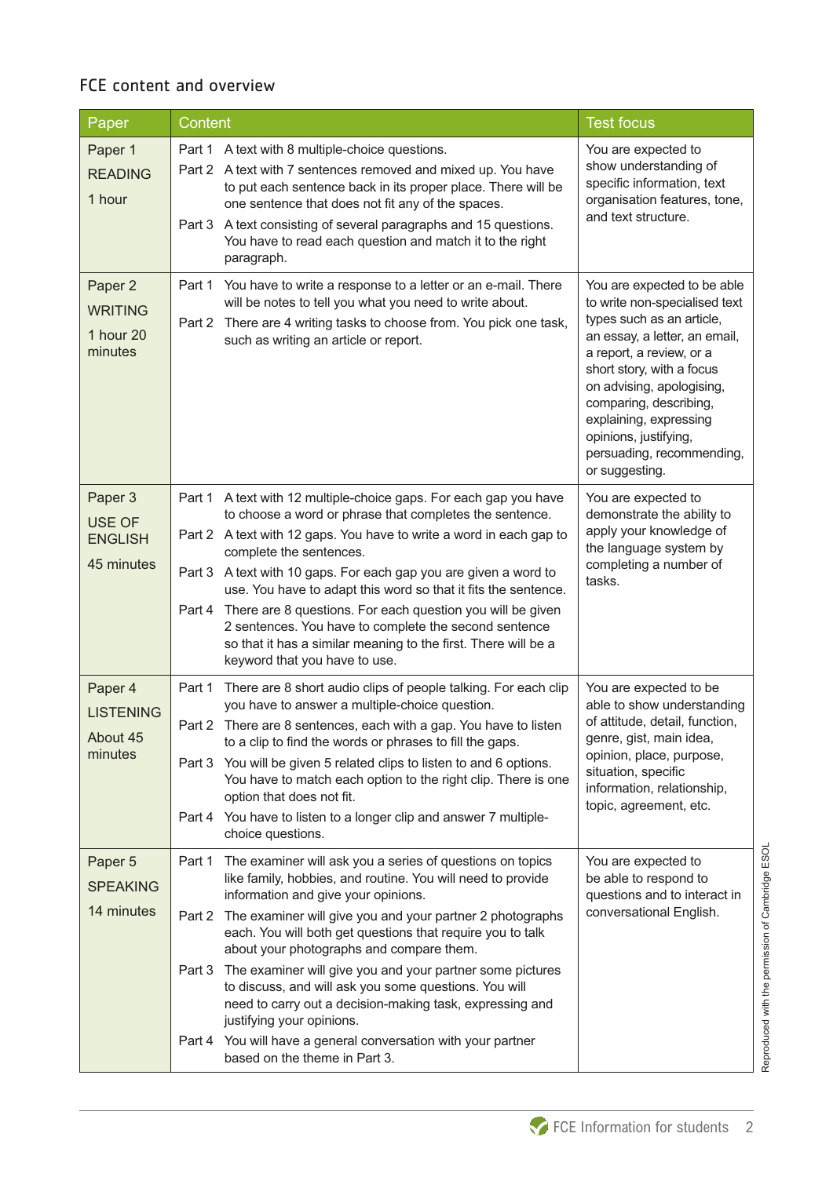## FCE content and overview

| Paper | Content | Test focus |
|---|---|---|
| Paper 1<br>READING<br>1 hour | Part 1 A text with 8 multiple-choice questions.<br>Part 2 A text with 7 sentences removed and mixed up. You have to put each sentence back in its proper place. There will be one sentence that does not fit any of the spaces.<br>Part 3 A text consisting of several paragraphs and 15 questions. You have to read each question and match it to the right paragraph. | You are expected to show understanding of specific information, text organisation features, tone, and text structure. |
| Paper 2<br>WRITING<br>1 hour 20 minutes | Part 1 You have to write a response to a letter or an e-mail. There will be notes to tell you what you need to write about.<br>Part 2 There are 4 writing tasks to choose from. You pick one task, such as writing an article or report. | You are expected to be able to write non-specialised text types such as an article, an essay, a letter, an email, a report, a review, or a short story, with a focus on advising, apologising, comparing, describing, explaining, expressing opinions, justifying, persuading, recommending, or suggesting. |
| Paper 3<br>USE OF ENGLISH<br>45 minutes | Part 1 A text with 12 multiple-choice gaps. For each gap you have to choose a word or phrase that completes the sentence.<br>Part 2 A text with 12 gaps. You have to write a word in each gap to complete the sentences.<br>Part 3 A text with 10 gaps. For each gap you are given a word to use. You have to adapt this word so that it fits the sentence.<br>Part 4 There are 8 questions. For each question you will be given 2 sentences. You have to complete the second sentence so that it has a similar meaning to the first. There will be a keyword that you have to use. | You are expected to demonstrate the ability to apply your knowledge of the language system by completing a number of tasks. |
| Paper 4<br>LISTENING<br>About 45 minutes | Part 1 There are 8 short audio clips of people talking. For each clip you have to answer a multiple-choice question.<br>Part 2 There are 8 sentences, each with a gap. You have to listen to a clip to find the words or phrases to fill the gaps.<br>Part 3 You will be given 5 related clips to listen to and 6 options. You have to match each option to the right clip. There is one option that does not fit.<br>Part 4 You have to listen to a longer clip and answer 7 multiple-choice questions. | You are expected to be able to show understanding of attitude, detail, function, genre, gist, main idea, opinion, place, purpose, situation, specific information, relationship, topic, agreement, etc. |
| Paper 5<br>SPEAKING<br>14 minutes | Part 1 The examiner will ask you a series of questions on topics like family, hobbies, and routine. You will need to provide information and give your opinions.<br>Part 2 The examiner will give you and your partner 2 photographs each. You will both get questions that require you to talk about your photographs and compare them.<br>Part 3 The examiner will give you and your partner some pictures to discuss, and will ask you some questions. You will need to carry out a decision-making task, expressing and justifying your opinions.<br>Part 4 You will have a general conversation with your partner based on the theme in Part 3. | You are expected to be able to respond to questions and to interact in conversational English. |

Reproduced with the permission of Cambridge ESOL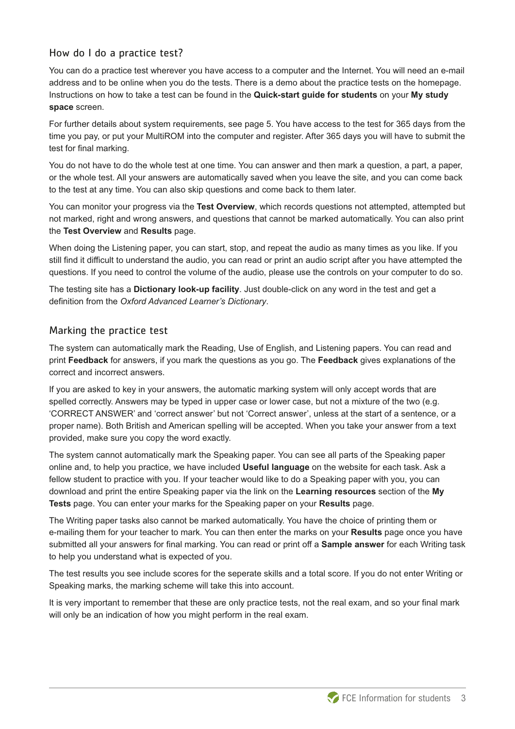## How do I do a practice test?

You can do a practice test wherever you have access to a computer and the Internet. You will need an e-mail address and to be online when you do the tests. There is a demo about the practice tests on the homepage. Instructions on how to take a test can be found in the **Quick-start guide for students** on your **My study space** screen.

For further details about system requirements, see page 5. You have access to the test for 365 days from the time you pay, or put your MultiROM into the computer and register. After 365 days you will have to submit the test for final marking.

You do not have to do the whole test at one time. You can answer and then mark a question, a part, a paper, or the whole test. All your answers are automatically saved when you leave the site, and you can come back to the test at any time. You can also skip questions and come back to them later.

You can monitor your progress via the **Test Overview**, which records questions not attempted, attempted but not marked, right and wrong answers, and questions that cannot be marked automatically. You can also print the **Test Overview** and **Results** page.

When doing the Listening paper, you can start, stop, and repeat the audio as many times as you like. If you still find it difficult to understand the audio, you can read or print an audio script after you have attempted the questions. If you need to control the volume of the audio, please use the controls on your computer to do so.

The testing site has a **Dictionary look-up facility**. Just double-click on any word in the test and get a definition from the *Oxford Advanced Learner's Dictionary*.

## Marking the practice test

The system can automatically mark the Reading, Use of English, and Listening papers. You can read and print **Feedback** for answers, if you mark the questions as you go. The **Feedback** gives explanations of the correct and incorrect answers.

If you are asked to key in your answers, the automatic marking system will only accept words that are spelled correctly. Answers may be typed in upper case or lower case, but not a mixture of the two (e.g. 'CORRECT ANSWER' and 'correct answer' but not 'Correct answer', unless at the start of a sentence, or a proper name). Both British and American spelling will be accepted. When you take your answer from a text provided, make sure you copy the word exactly.

The system cannot automatically mark the Speaking paper. You can see all parts of the Speaking paper online and, to help you practice, we have included **Useful language** on the website for each task. Ask a fellow student to practice with you. If your teacher would like to do a Speaking paper with you, you can download and print the entire Speaking paper via the link on the **Learning resources** section of the **My Tests** page. You can enter your marks for the Speaking paper on your **Results** page.

The Writing paper tasks also cannot be marked automatically. You have the choice of printing them or e-mailing them for your teacher to mark. You can then enter the marks on your **Results** page once you have submitted all your answers for final marking. You can read or print off a **Sample answer** for each Writing task to help you understand what is expected of you.

The test results you see include scores for the seperate skills and a total score. If you do not enter Writing or Speaking marks, the marking scheme will take this into account.

It is very important to remember that these are only practice tests, not the real exam, and so your final mark will only be an indication of how you might perform in the real exam.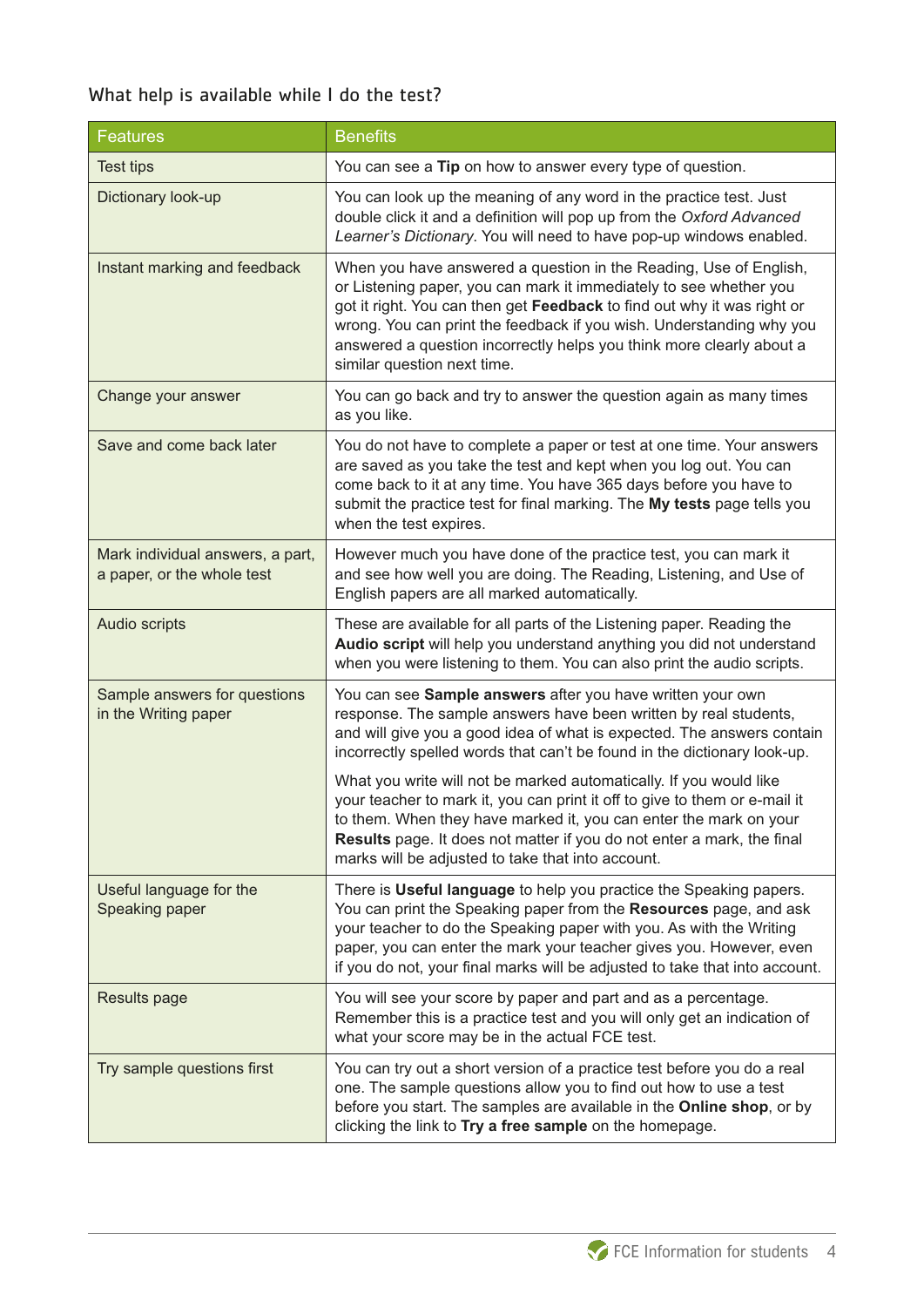## What help is available while I do the test?

| Features | Benefits |
| --- | --- |
| Test tips | You can see a **Tip** on how to answer every type of question. |
| Dictionary look-up | You can look up the meaning of any word in the practice test. Just double click it and a definition will pop up from the *Oxford Advanced Learner's Dictionary*. You will need to have pop-up windows enabled. |
| Instant marking and feedback | When you have answered a question in the Reading, Use of English, or Listening paper, you can mark it immediately to see whether you got it right. You can then get **Feedback** to find out why it was right or wrong. You can print the feedback if you wish. Understanding why you answered a question incorrectly helps you think more clearly about a similar question next time. |
| Change your answer | You can go back and try to answer the question again as many times as you like. |
| Save and come back later | You do not have to complete a paper or test at one time. Your answers are saved as you take the test and kept when you log out. You can come back to it at any time. You have 365 days before you have to submit the practice test for final marking. The **My tests** page tells you when the test expires. |
| Mark individual answers, a part, a paper, or the whole test | However much you have done of the practice test, you can mark it and see how well you are doing. The Reading, Listening, and Use of English papers are all marked automatically. |
| Audio scripts | These are available for all parts of the Listening paper. Reading the **Audio script** will help you understand anything you did not understand when you were listening to them. You can also print the audio scripts. |
| Sample answers for questions in the Writing paper | You can see **Sample answers** after you have written your own response. The sample answers have been written by real students, and will give you a good idea of what is expected. The answers contain incorrectly spelled words that can't be found in the dictionary look-up.<br><br>What you write will not be marked automatically. If you would like your teacher to mark it, you can print it off to give to them or e-mail it to them. When they have marked it, you can enter the mark on your **Results** page. It does not matter if you do not enter a mark, the final marks will be adjusted to take that into account. |
| Useful language for the Speaking paper | There is **Useful language** to help you practice the Speaking papers. You can print the Speaking paper from the **Resources** page, and ask your teacher to do the Speaking paper with you. As with the Writing paper, you can enter the mark your teacher gives you. However, even if you do not, your final marks will be adjusted to take that into account. |
| Results page | You will see your score by paper and part and as a percentage. Remember this is a practice test and you will only get an indication of what your score may be in the actual FCE test. |
| Try sample questions first | You can try out a short version of a practice test before you do a real one. The sample questions allow you to find out how to use a test before you start. The samples are available in the **Online shop**, or by clicking the link to **Try a free sample** on the homepage. |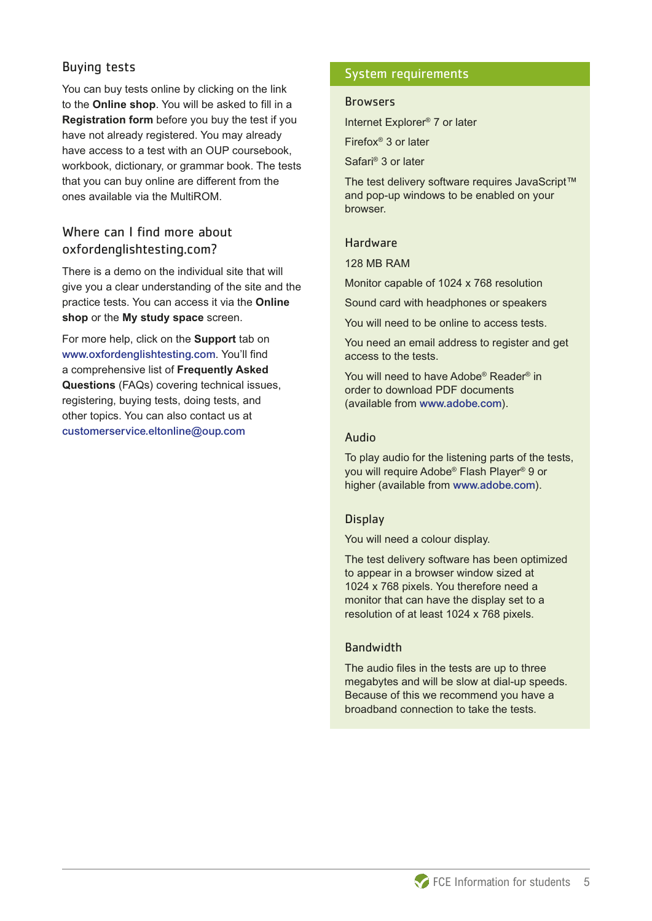## Buying tests

You can buy tests online by clicking on the link to the **Online shop**. You will be asked to fill in a **Registration form** before you buy the test if you have not already registered. You may already have access to a test with an OUP coursebook, workbook, dictionary, or grammar book. The tests that you can buy online are different from the ones available via the MultiROM.

## Where can I find more about oxfordenglishtesting.com?

There is a demo on the individual site that will give you a clear understanding of the site and the practice tests. You can access it via the **Online shop** or the **My study space** screen.

For more help, click on the **Support** tab on www.oxfordenglishtesting.com. You'll find a comprehensive list of **Frequently Asked Questions** (FAQs) covering technical issues, registering, buying tests, doing tests, and other topics. You can also contact us at customerservice.eltonline@oup.com

## System requirements

### Browsers

Internet Explorer® 7 or later

Firefox® 3 or later

Safari® 3 or later

The test delivery software requires JavaScript™ and pop-up windows to be enabled on your browser.

### Hardware

128 MB RAM

Monitor capable of 1024 x 768 resolution

Sound card with headphones or speakers

You will need to be online to access tests.

You need an email address to register and get access to the tests.

You will need to have Adobe® Reader® in order to download PDF documents (available from www.adobe.com).

### Audio

To play audio for the listening parts of the tests, you will require Adobe® Flash Player® 9 or higher (available from www.adobe.com).

### Display

You will need a colour display.

The test delivery software has been optimized to appear in a browser window sized at 1024 x 768 pixels. You therefore need a monitor that can have the display set to a resolution of at least 1024 x 768 pixels.

### Bandwidth

The audio files in the tests are up to three megabytes and will be slow at dial-up speeds. Because of this we recommend you have a broadband connection to take the tests.